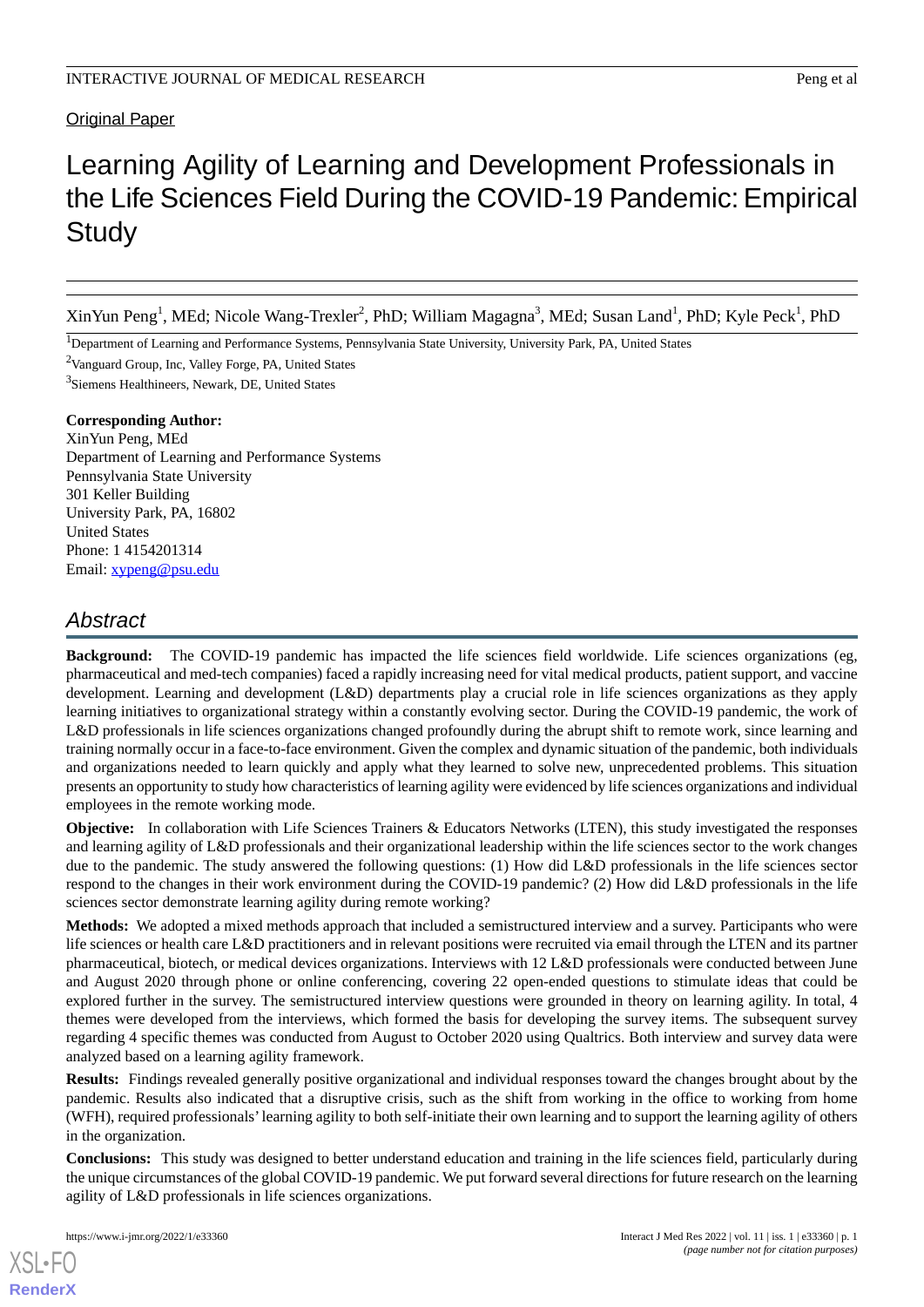Original Paper

# Learning Agility of Learning and Development Professionals in the Life Sciences Field During the COVID-19 Pandemic: Empirical Study

XinYun Peng[1], MEd; Nicole Wang-Trexler[2], PhD; William Magagna[3], MEd; Susan Land[1], PhD; Kyle Peck[1], PhD

[1]Department of Learning and Performance Systems, Pennsylvania State University, University Park, PA, United States

[2]Vanguard Group, Inc, Valley Forge, PA, United States

[3]Siemens Healthineers, Newark, DE, United States

**Corresponding Author:**
XinYun Peng, MEd
Department of Learning and Performance Systems
Pennsylvania State University
301 Keller Building
University Park, PA, 16802
United States
Phone: 1 4154201314
Email: xypeng@psu.edu

## Abstract

**Background:** The COVID-19 pandemic has impacted the life sciences field worldwide. Life sciences organizations (eg, pharmaceutical and med-tech companies) faced a rapidly increasing need for vital medical products, patient support, and vaccine development. Learning and development (L&D) departments play a crucial role in life sciences organizations as they apply learning initiatives to organizational strategy within a constantly evolving sector. During the COVID-19 pandemic, the work of L&D professionals in life sciences organizations changed profoundly during the abrupt shift to remote work, since learning and training normally occur in a face-to-face environment. Given the complex and dynamic situation of the pandemic, both individuals and organizations needed to learn quickly and apply what they learned to solve new, unprecedented problems. This situation presents an opportunity to study how characteristics of learning agility were evidenced by life sciences organizations and individual employees in the remote working mode.

**Objective:** In collaboration with Life Sciences Trainers & Educators Networks (LTEN), this study investigated the responses and learning agility of L&D professionals and their organizational leadership within the life sciences sector to the work changes due to the pandemic. The study answered the following questions: (1) How did L&D professionals in the life sciences sector respond to the changes in their work environment during the COVID-19 pandemic? (2) How did L&D professionals in the life sciences sector demonstrate learning agility during remote working?

**Methods:** We adopted a mixed methods approach that included a semistructured interview and a survey. Participants who were life sciences or health care L&D practitioners and in relevant positions were recruited via email through the LTEN and its partner pharmaceutical, biotech, or medical devices organizations. Interviews with 12 L&D professionals were conducted between June and August 2020 through phone or online conferencing, covering 22 open-ended questions to stimulate ideas that could be explored further in the survey. The semistructured interview questions were grounded in theory on learning agility. In total, 4 themes were developed from the interviews, which formed the basis for developing the survey items. The subsequent survey regarding 4 specific themes was conducted from August to October 2020 using Qualtrics. Both interview and survey data were analyzed based on a learning agility framework.

**Results:** Findings revealed generally positive organizational and individual responses toward the changes brought about by the pandemic. Results also indicated that a disruptive crisis, such as the shift from working in the office to working from home (WFH), required professionals' learning agility to both self-initiate their own learning and to support the learning agility of others in the organization.

**Conclusions:** This study was designed to better understand education and training in the life sciences field, particularly during the unique circumstances of the global COVID-19 pandemic. We put forward several directions for future research on the learning agility of L&D professionals in life sciences organizations.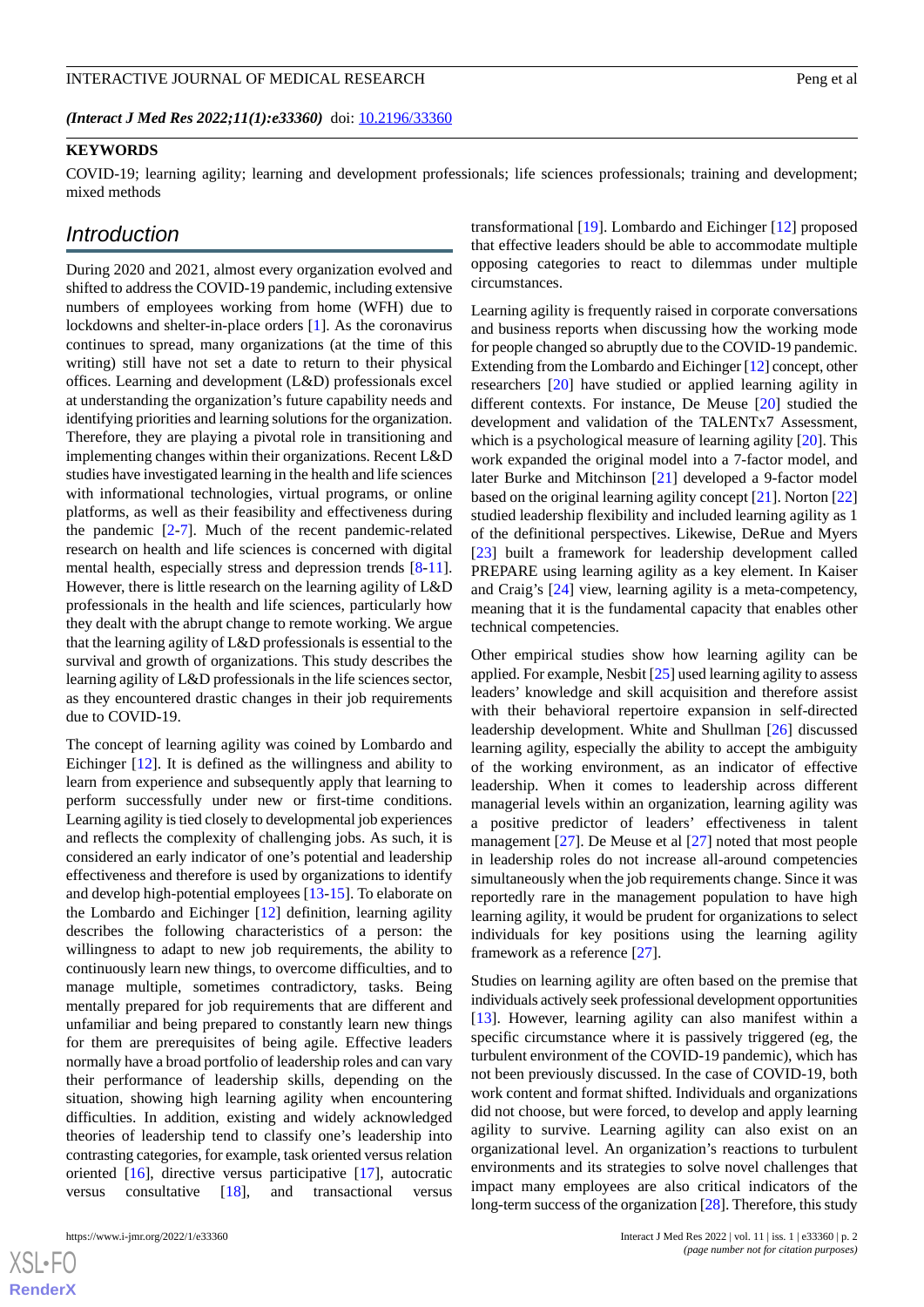*(Interact J Med Res 2022;11(1):e33360)* doi: 10.2196/33360

**KEYWORDS**

COVID-19; learning agility; learning and development professionals; life sciences professionals; training and development; mixed methods

## Introduction

During 2020 and 2021, almost every organization evolved and shifted to address the COVID-19 pandemic, including extensive numbers of employees working from home (WFH) due to lockdowns and shelter-in-place orders [1]. As the coronavirus continues to spread, many organizations (at the time of this writing) still have not set a date to return to their physical offices. Learning and development (L&D) professionals excel at understanding the organization's future capability needs and identifying priorities and learning solutions for the organization. Therefore, they are playing a pivotal role in transitioning and implementing changes within their organizations. Recent L&D studies have investigated learning in the health and life sciences with informational technologies, virtual programs, or online platforms, as well as their feasibility and effectiveness during the pandemic [2-7]. Much of the recent pandemic-related research on health and life sciences is concerned with digital mental health, especially stress and depression trends [8-11]. However, there is little research on the learning agility of L&D professionals in the health and life sciences, particularly how they dealt with the abrupt change to remote working. We argue that the learning agility of L&D professionals is essential to the survival and growth of organizations. This study describes the learning agility of L&D professionals in the life sciences sector, as they encountered drastic changes in their job requirements due to COVID-19.

The concept of learning agility was coined by Lombardo and Eichinger [12]. It is defined as the willingness and ability to learn from experience and subsequently apply that learning to perform successfully under new or first-time conditions. Learning agility is tied closely to developmental job experiences and reflects the complexity of challenging jobs. As such, it is considered an early indicator of one's potential and leadership effectiveness and therefore is used by organizations to identify and develop high-potential employees [13-15]. To elaborate on the Lombardo and Eichinger [12] definition, learning agility describes the following characteristics of a person: the willingness to adapt to new job requirements, the ability to continuously learn new things, to overcome difficulties, and to manage multiple, sometimes contradictory, tasks. Being mentally prepared for job requirements that are different and unfamiliar and being prepared to constantly learn new things for them are prerequisites of being agile. Effective leaders normally have a broad portfolio of leadership roles and can vary their performance of leadership skills, depending on the situation, showing high learning agility when encountering difficulties. In addition, existing and widely acknowledged theories of leadership tend to classify one's leadership into contrasting categories, for example, task oriented versus relation oriented [16], directive versus participative [17], autocratic versus consultative [18], and transactional versus transformational [19]. Lombardo and Eichinger [12] proposed that effective leaders should be able to accommodate multiple opposing categories to react to dilemmas under multiple circumstances.

Learning agility is frequently raised in corporate conversations and business reports when discussing how the working mode for people changed so abruptly due to the COVID-19 pandemic. Extending from the Lombardo and Eichinger [12] concept, other researchers [20] have studied or applied learning agility in different contexts. For instance, De Meuse [20] studied the development and validation of the TALENTx7 Assessment, which is a psychological measure of learning agility [20]. This work expanded the original model into a 7-factor model, and later Burke and Mitchinson [21] developed a 9-factor model based on the original learning agility concept [21]. Norton [22] studied leadership flexibility and included learning agility as 1 of the definitional perspectives. Likewise, DeRue and Myers [23] built a framework for leadership development called PREPARE using learning agility as a key element. In Kaiser and Craig's [24] view, learning agility is a meta-competency, meaning that it is the fundamental capacity that enables other technical competencies.

Other empirical studies show how learning agility can be applied. For example, Nesbit [25] used learning agility to assess leaders' knowledge and skill acquisition and therefore assist with their behavioral repertoire expansion in self-directed leadership development. White and Shullman [26] discussed learning agility, especially the ability to accept the ambiguity of the working environment, as an indicator of effective leadership. When it comes to leadership across different managerial levels within an organization, learning agility was a positive predictor of leaders' effectiveness in talent management [27]. De Meuse et al [27] noted that most people in leadership roles do not increase all-around competencies simultaneously when the job requirements change. Since it was reportedly rare in the management population to have high learning agility, it would be prudent for organizations to select individuals for key positions using the learning agility framework as a reference [27].

Studies on learning agility are often based on the premise that individuals actively seek professional development opportunities [13]. However, learning agility can also manifest within a specific circumstance where it is passively triggered (eg, the turbulent environment of the COVID-19 pandemic), which has not been previously discussed. In the case of COVID-19, both work content and format shifted. Individuals and organizations did not choose, but were forced, to develop and apply learning agility to survive. Learning agility can also exist on an organizational level. An organization's reactions to turbulent environments and its strategies to solve novel challenges that impact many employees are also critical indicators of the long-term success of the organization [28]. Therefore, this study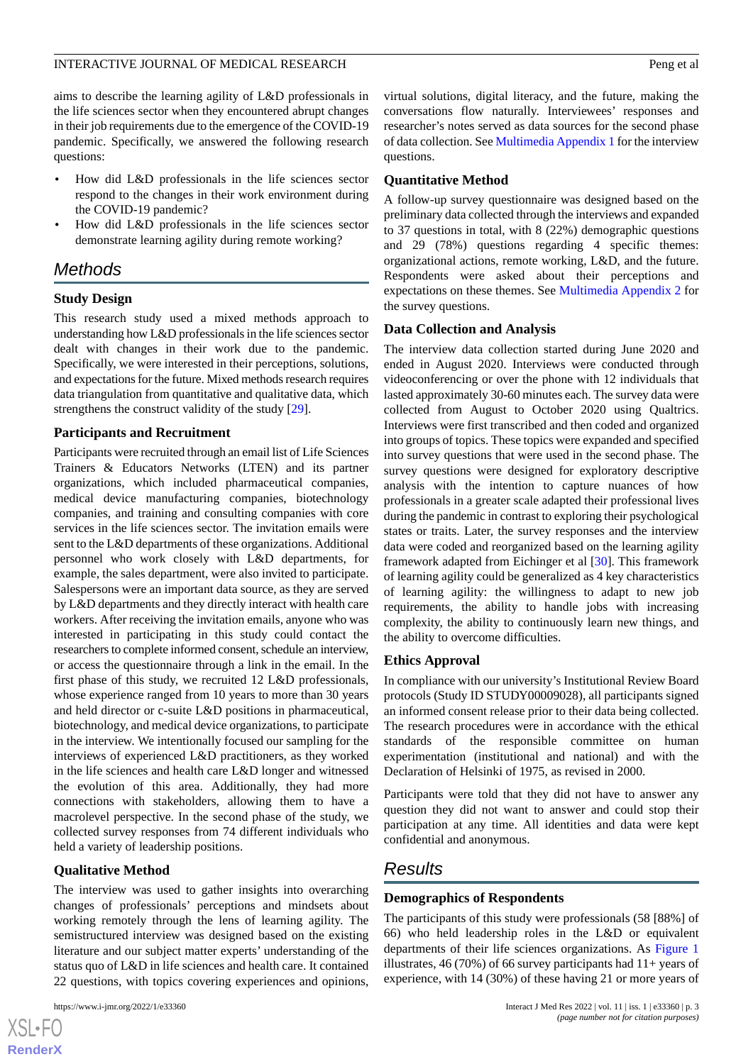aims to describe the learning agility of L&D professionals in the life sciences sector when they encountered abrupt changes in their job requirements due to the emergence of the COVID-19 pandemic. Specifically, we answered the following research questions:

- How did L&D professionals in the life sciences sector respond to the changes in their work environment during the COVID-19 pandemic?
- How did L&D professionals in the life sciences sector demonstrate learning agility during remote working?

## Methods

### Study Design

This research study used a mixed methods approach to understanding how L&D professionals in the life sciences sector dealt with changes in their work due to the pandemic. Specifically, we were interested in their perceptions, solutions, and expectations for the future. Mixed methods research requires data triangulation from quantitative and qualitative data, which strengthens the construct validity of the study [29].

### Participants and Recruitment

Participants were recruited through an email list of Life Sciences Trainers & Educators Networks (LTEN) and its partner organizations, which included pharmaceutical companies, medical device manufacturing companies, biotechnology companies, and training and consulting companies with core services in the life sciences sector. The invitation emails were sent to the L&D departments of these organizations. Additional personnel who work closely with L&D departments, for example, the sales department, were also invited to participate. Salespersons were an important data source, as they are served by L&D departments and they directly interact with health care workers. After receiving the invitation emails, anyone who was interested in participating in this study could contact the researchers to complete informed consent, schedule an interview, or access the questionnaire through a link in the email. In the first phase of this study, we recruited 12 L&D professionals, whose experience ranged from 10 years to more than 30 years and held director or c-suite L&D positions in pharmaceutical, biotechnology, and medical device organizations, to participate in the interview. We intentionally focused our sampling for the interviews of experienced L&D practitioners, as they worked in the life sciences and health care L&D longer and witnessed the evolution of this area. Additionally, they had more connections with stakeholders, allowing them to have a macrolevel perspective. In the second phase of the study, we collected survey responses from 74 different individuals who held a variety of leadership positions.

### Qualitative Method

The interview was used to gather insights into overarching changes of professionals' perceptions and mindsets about working remotely through the lens of learning agility. The semistructured interview was designed based on the existing literature and our subject matter experts' understanding of the status quo of L&D in life sciences and health care. It contained 22 questions, with topics covering experiences and opinions, virtual solutions, digital literacy, and the future, making the conversations flow naturally. Interviewees' responses and researcher's notes served as data sources for the second phase of data collection. See Multimedia Appendix 1 for the interview questions.

### Quantitative Method

A follow-up survey questionnaire was designed based on the preliminary data collected through the interviews and expanded to 37 questions in total, with 8 (22%) demographic questions and 29 (78%) questions regarding 4 specific themes: organizational actions, remote working, L&D, and the future. Respondents were asked about their perceptions and expectations on these themes. See Multimedia Appendix 2 for the survey questions.

### Data Collection and Analysis

The interview data collection started during June 2020 and ended in August 2020. Interviews were conducted through videoconferencing or over the phone with 12 individuals that lasted approximately 30-60 minutes each. The survey data were collected from August to October 2020 using Qualtrics. Interviews were first transcribed and then coded and organized into groups of topics. These topics were expanded and specified into survey questions that were used in the second phase. The survey questions were designed for exploratory descriptive analysis with the intention to capture nuances of how professionals in a greater scale adapted their professional lives during the pandemic in contrast to exploring their psychological states or traits. Later, the survey responses and the interview data were coded and reorganized based on the learning agility framework adapted from Eichinger et al [30]. This framework of learning agility could be generalized as 4 key characteristics of learning agility: the willingness to adapt to new job requirements, the ability to handle jobs with increasing complexity, the ability to continuously learn new things, and the ability to overcome difficulties.

### Ethics Approval

In compliance with our university's Institutional Review Board protocols (Study ID STUDY00009028), all participants signed an informed consent release prior to their data being collected. The research procedures were in accordance with the ethical standards of the responsible committee on human experimentation (institutional and national) and with the Declaration of Helsinki of 1975, as revised in 2000.

Participants were told that they did not have to answer any question they did not want to answer and could stop their participation at any time. All identities and data were kept confidential and anonymous.

## Results

### Demographics of Respondents

The participants of this study were professionals (58 [88%] of 66) who held leadership roles in the L&D or equivalent departments of their life sciences organizations. As Figure 1 illustrates, 46 (70%) of 66 survey participants had 11+ years of experience, with 14 (30%) of these having 21 or more years of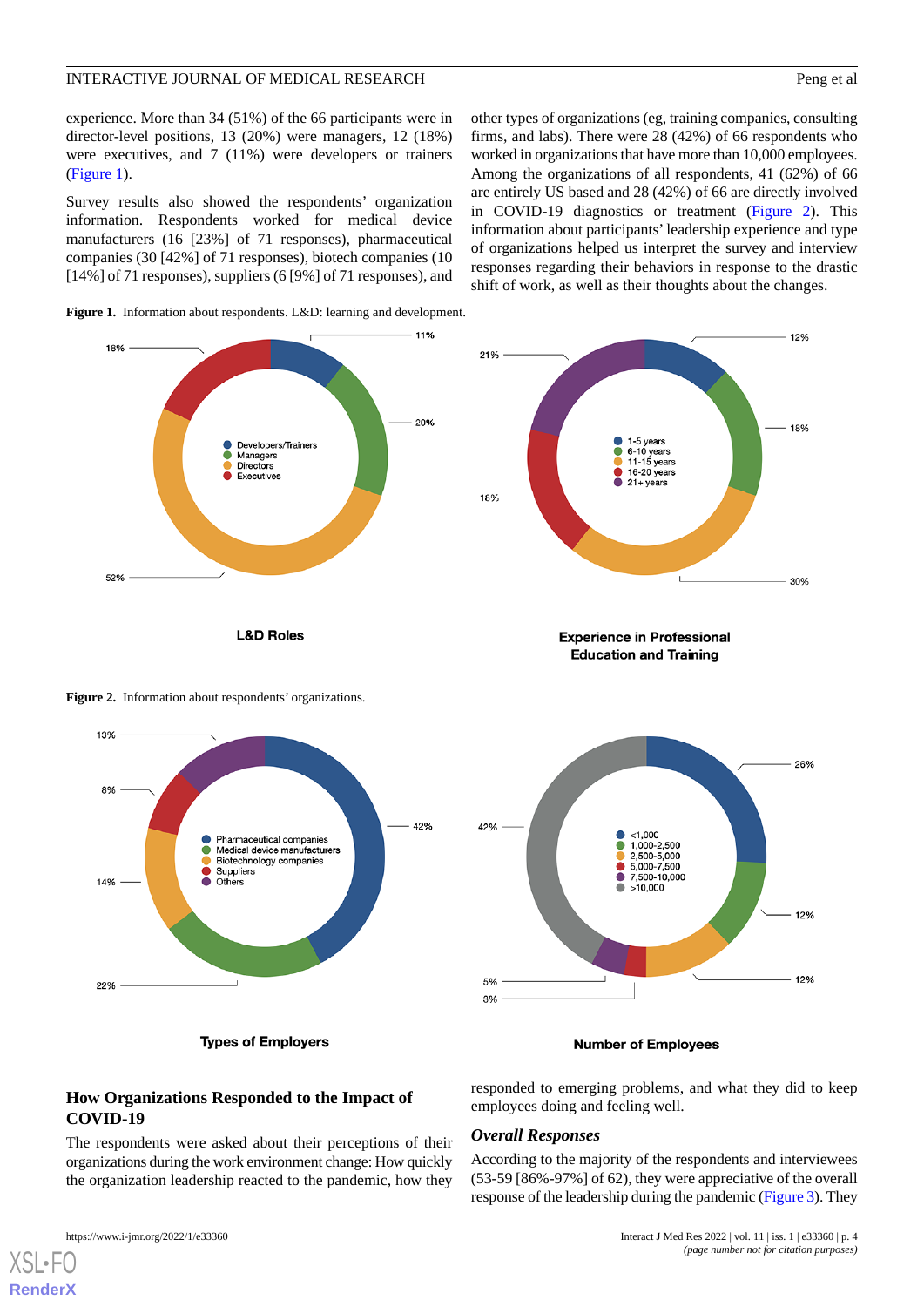experience. More than 34 (51%) of the 66 participants were in director-level positions, 13 (20%) were managers, 12 (18%) were executives, and 7 (11%) were developers or trainers (Figure 1).

Survey results also showed the respondents' organization information. Respondents worked for medical device manufacturers (16 [23%] of 71 responses), pharmaceutical companies (30 [42%] of 71 responses), biotech companies (10 [14%] of 71 responses), suppliers (6 [9%] of 71 responses), and other types of organizations (eg, training companies, consulting firms, and labs). There were 28 (42%) of 66 respondents who worked in organizations that have more than 10,000 employees. Among the organizations of all respondents, 41 (62%) of 66 are entirely US based and 28 (42%) of 66 are directly involved in COVID-19 diagnostics or treatment (Figure 2). This information about participants' leadership experience and type of organizations helped us interpret the survey and interview responses regarding their behaviors in response to the drastic shift of work, as well as their thoughts about the changes.

**Figure 1.** Information about respondents. L&D: learning and development.

**Figure 2.** Information about respondents' organizations.

## How Organizations Responded to the Impact of COVID-19

The respondents were asked about their perceptions of their organizations during the work environment change: How quickly the organization leadership reacted to the pandemic, how they responded to emerging problems, and what they did to keep employees doing and feeling well.

### *Overall Responses*

According to the majority of the respondents and interviewees (53-59 [86%-97%] of 62), they were appreciative of the overall response of the leadership during the pandemic (Figure 3). They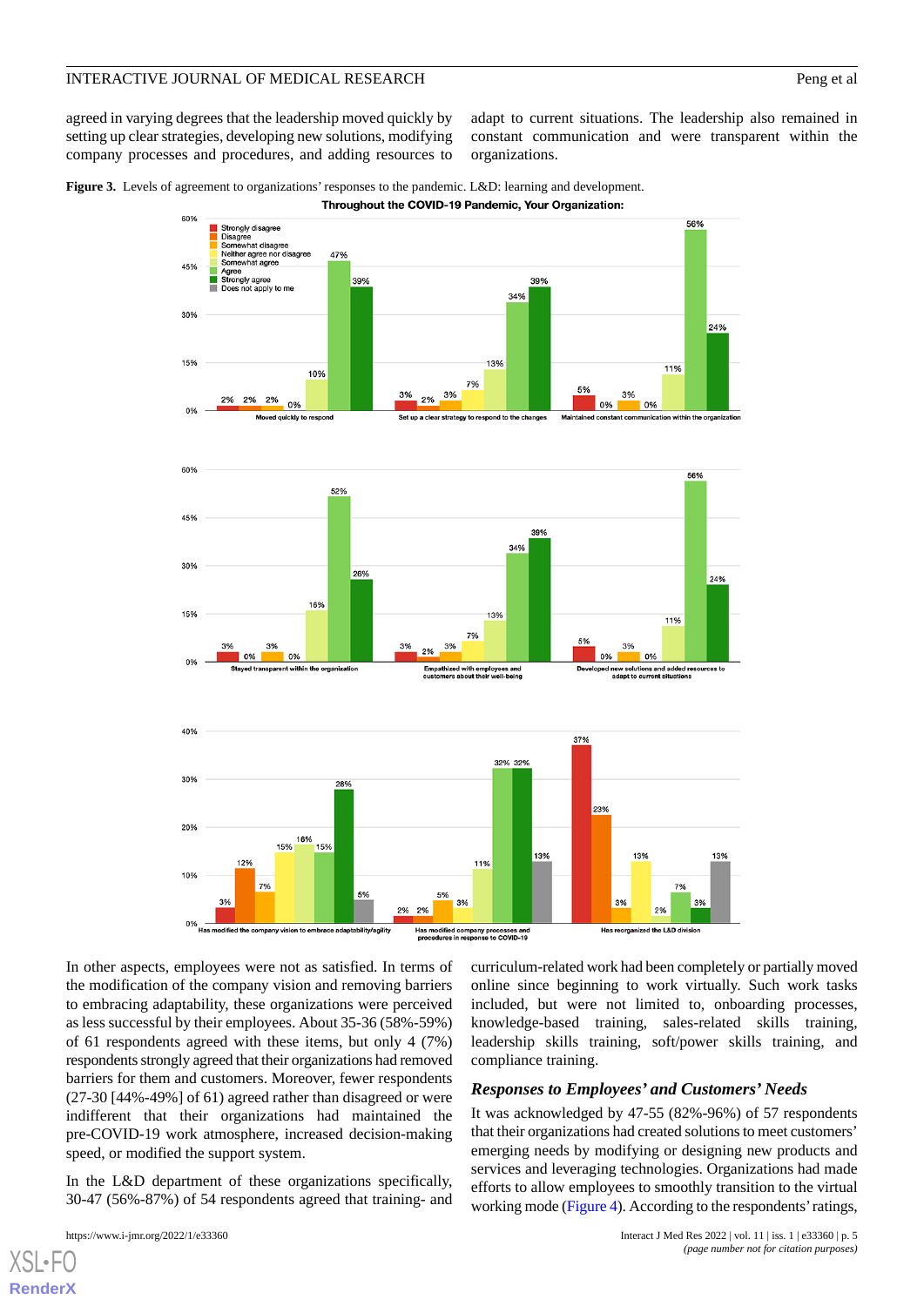agreed in varying degrees that the leadership moved quickly by setting up clear strategies, developing new solutions, modifying company processes and procedures, and adding resources to adapt to current situations. The leadership also remained in constant communication and were transparent within the organizations.

**Figure 3.** Levels of agreement to organizations' responses to the pandemic. L&D: learning and development.

In other aspects, employees were not as satisfied. In terms of the modification of the company vision and removing barriers to embracing adaptability, these organizations were perceived as less successful by their employees. About 35-36 (58%-59%) of 61 respondents agreed with these items, but only 4 (7%) respondents strongly agreed that their organizations had removed barriers for them and customers. Moreover, fewer respondents (27-30 [44%-49%] of 61) agreed rather than disagreed or were indifferent that their organizations had maintained the pre-COVID-19 work atmosphere, increased decision-making speed, or modified the support system.

In the L&D department of these organizations specifically, 30-47 (56%-87%) of 54 respondents agreed that training- and curriculum-related work had been completely or partially moved online since beginning to work virtually. Such work tasks included, but were not limited to, onboarding processes, knowledge-based training, sales-related skills training, leadership skills training, soft/power skills training, and compliance training.

### *Responses to Employees' and Customers' Needs*

It was acknowledged by 47-55 (82%-96%) of 57 respondents that their organizations had created solutions to meet customers' emerging needs by modifying or designing new products and services and leveraging technologies. Organizations had made efforts to allow employees to smoothly transition to the virtual working mode (Figure 4). According to the respondents' ratings,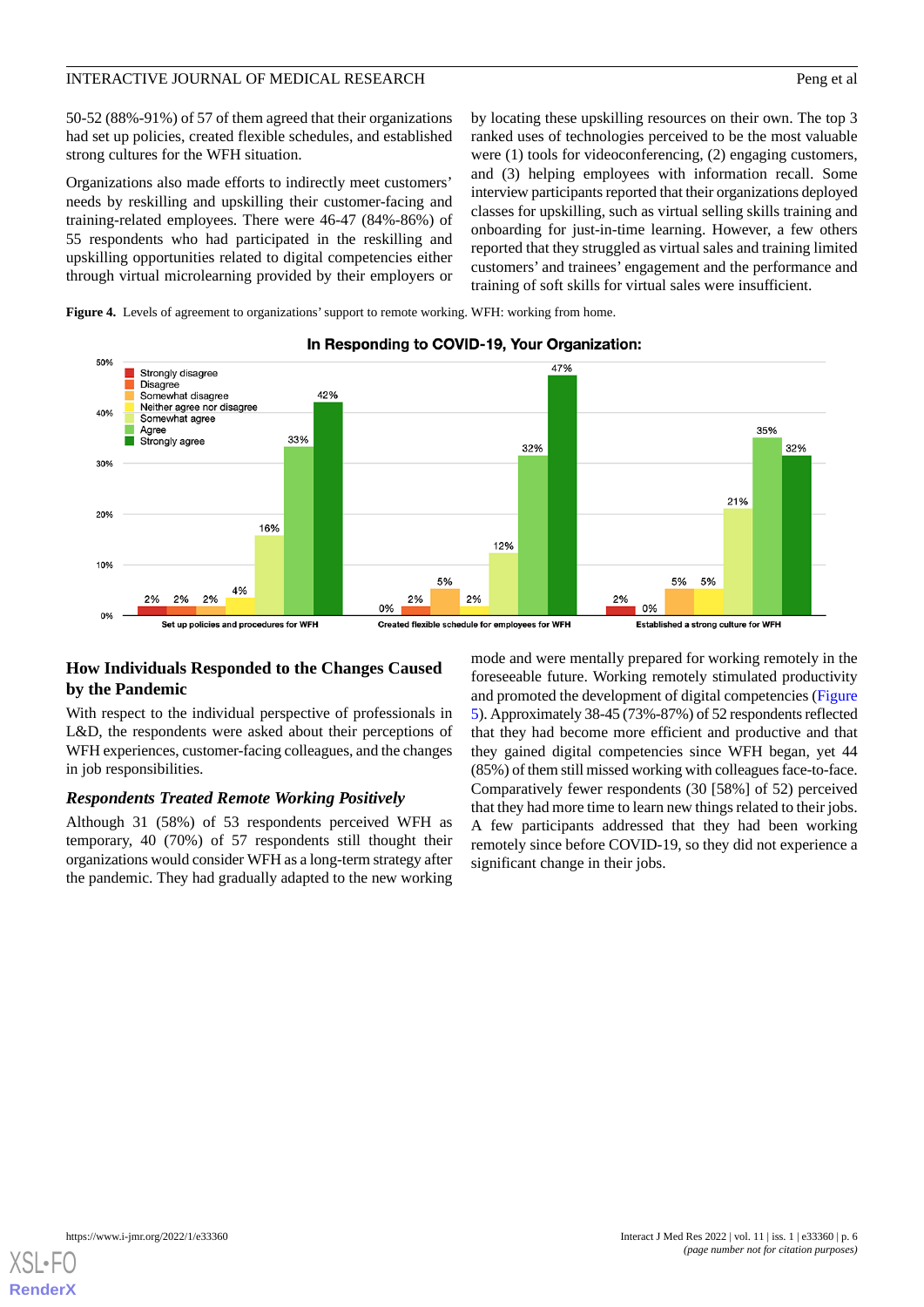50-52 (88%-91%) of 57 of them agreed that their organizations had set up policies, created flexible schedules, and established strong cultures for the WFH situation.

Organizations also made efforts to indirectly meet customers' needs by reskilling and upskilling their customer-facing and training-related employees. There were 46-47 (84%-86%) of 55 respondents who had participated in the reskilling and upskilling opportunities related to digital competencies either through virtual microlearning provided by their employers or by locating these upskilling resources on their own. The top 3 ranked uses of technologies perceived to be the most valuable were (1) tools for videoconferencing, (2) engaging customers, and (3) helping employees with information recall. Some interview participants reported that their organizations deployed classes for upskilling, such as virtual selling skills training and onboarding for just-in-time learning. However, a few others reported that they struggled as virtual sales and training limited customers' and trainees' engagement and the performance and training of soft skills for virtual sales were insufficient.

**Figure 4.** Levels of agreement to organizations' support to remote working. WFH: working from home.

## How Individuals Responded to the Changes Caused by the Pandemic

With respect to the individual perspective of professionals in L&D, the respondents were asked about their perceptions of WFH experiences, customer-facing colleagues, and the changes in job responsibilities.

### *Respondents Treated Remote Working Positively*

Although 31 (58%) of 53 respondents perceived WFH as temporary, 40 (70%) of 57 respondents still thought their organizations would consider WFH as a long-term strategy after the pandemic. They had gradually adapted to the new working mode and were mentally prepared for working remotely in the foreseeable future. Working remotely stimulated productivity and promoted the development of digital competencies (Figure 5). Approximately 38-45 (73%-87%) of 52 respondents reflected that they had become more efficient and productive and that they gained digital competencies since WFH began, yet 44 (85%) of them still missed working with colleagues face-to-face. Comparatively fewer respondents (30 [58%] of 52) perceived that they had more time to learn new things related to their jobs. A few participants addressed that they had been working remotely since before COVID-19, so they did not experience a significant change in their jobs.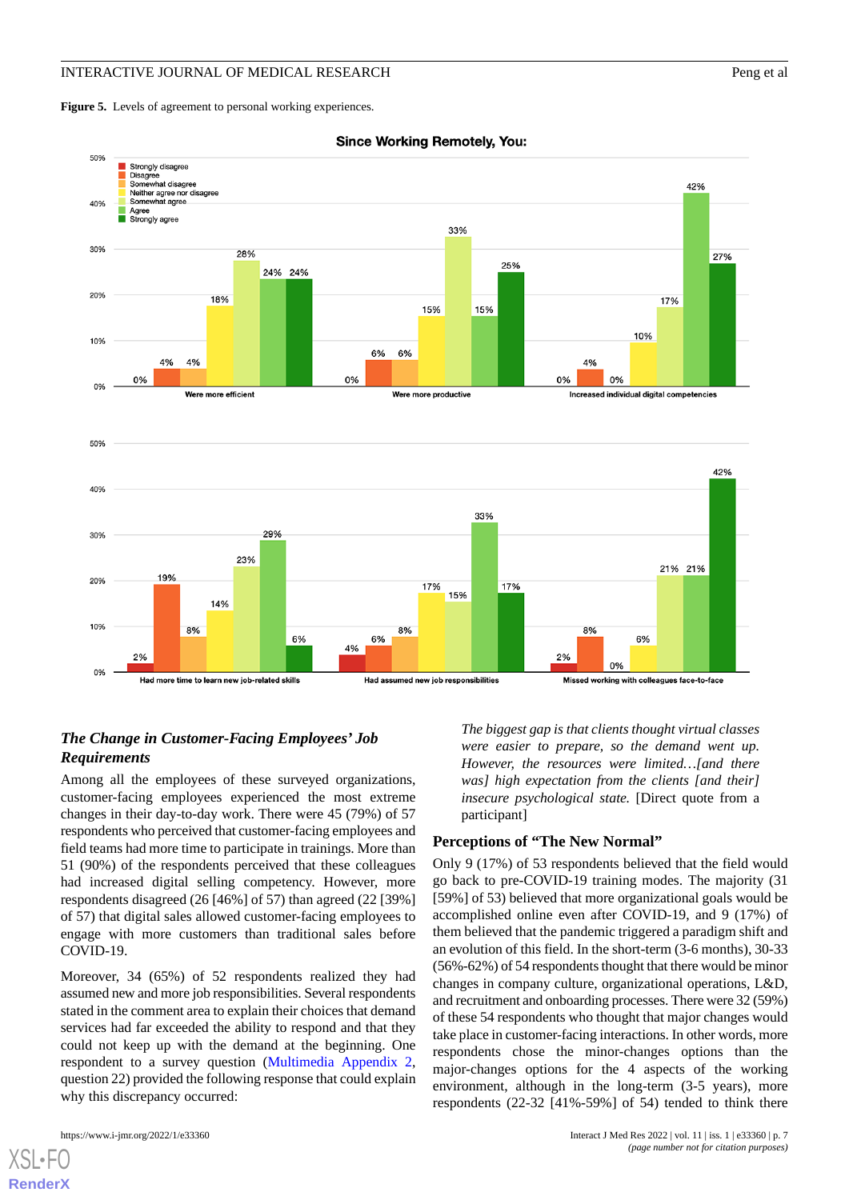**Figure 5.** Levels of agreement to personal working experiences.

### The Change in Customer-Facing Employees' Job Requirements

Among all the employees of these surveyed organizations, customer-facing employees experienced the most extreme changes in their day-to-day work. There were 45 (79%) of 57 respondents who perceived that customer-facing employees and field teams had more time to participate in trainings. More than 51 (90%) of the respondents perceived that these colleagues had increased digital selling competency. However, more respondents disagreed (26 [46%] of 57) than agreed (22 [39%] of 57) that digital sales allowed customer-facing employees to engage with more customers than traditional sales before COVID-19.

Moreover, 34 (65%) of 52 respondents realized they had assumed new and more job responsibilities. Several respondents stated in the comment area to explain their choices that demand services had far exceeded the ability to respond and that they could not keep up with the demand at the beginning. One respondent to a survey question (Multimedia Appendix 2, question 22) provided the following response that could explain why this discrepancy occurred:

> *The biggest gap is that clients thought virtual classes were easier to prepare, so the demand went up. However, the resources were limited…[and there was] high expectation from the clients [and their] insecure psychological state.* [Direct quote from a participant]

### Perceptions of "The New Normal"

Only 9 (17%) of 53 respondents believed that the field would go back to pre-COVID-19 training modes. The majority (31 [59%] of 53) believed that more organizational goals would be accomplished online even after COVID-19, and 9 (17%) of them believed that the pandemic triggered a paradigm shift and an evolution of this field. In the short-term (3-6 months), 30-33 (56%-62%) of 54 respondents thought that there would be minor changes in company culture, organizational operations, L&D, and recruitment and onboarding processes. There were 32 (59%) of these 54 respondents who thought that major changes would take place in customer-facing interactions. In other words, more respondents chose the minor-changes options than the major-changes options for the 4 aspects of the working environment, although in the long-term (3-5 years), more respondents (22-32 [41%-59%] of 54) tended to think there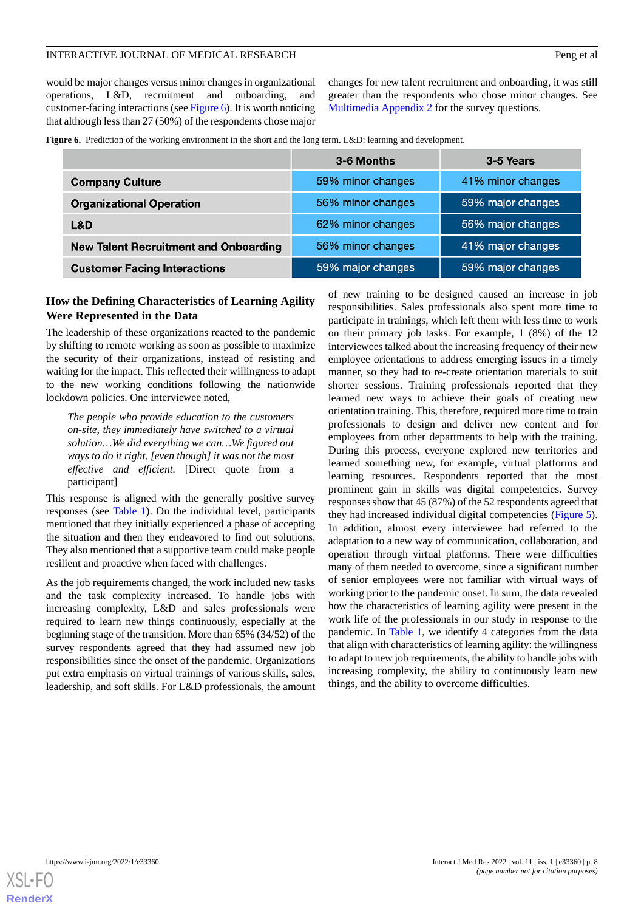would be major changes versus minor changes in organizational operations, L&D, recruitment and onboarding, and customer-facing interactions (see Figure 6). It is worth noticing that although less than 27 (50%) of the respondents chose major changes for new talent recruitment and onboarding, it was still greater than the respondents who chose minor changes. See Multimedia Appendix 2 for the survey questions.

**Figure 6.** Prediction of the working environment in the short and the long term. L&D: learning and development.

| | 3-6 Months | 3-5 Years |
|---|---|---|
| **Company Culture** | 59% minor changes | 41% minor changes |
| **Organizational Operation** | 56% minor changes | 59% major changes |
| **L&D** | 62% minor changes | 56% major changes |
| **New Talent Recruitment and Onboarding** | 56% minor changes | 41% major changes |
| **Customer Facing Interactions** | 59% major changes | 59% major changes |

### How the Defining Characteristics of Learning Agility Were Represented in the Data

The leadership of these organizations reacted to the pandemic by shifting to remote working as soon as possible to maximize the security of their organizations, instead of resisting and waiting for the impact. This reflected their willingness to adapt to the new working conditions following the nationwide lockdown policies. One interviewee noted,

> *The people who provide education to the customers on-site, they immediately have switched to a virtual solution…We did everything we can…We figured out ways to do it right, [even though] it was not the most effective and efficient.* [Direct quote from a participant]

This response is aligned with the generally positive survey responses (see Table 1). On the individual level, participants mentioned that they initially experienced a phase of accepting the situation and then they endeavored to find out solutions. They also mentioned that a supportive team could make people resilient and proactive when faced with challenges.

As the job requirements changed, the work included new tasks and the task complexity increased. To handle jobs with increasing complexity, L&D and sales professionals were required to learn new things continuously, especially at the beginning stage of the transition. More than 65% (34/52) of the survey respondents agreed that they had assumed new job responsibilities since the onset of the pandemic. Organizations put extra emphasis on virtual trainings of various skills, sales, leadership, and soft skills. For L&D professionals, the amount of new training to be designed caused an increase in job responsibilities. Sales professionals also spent more time to participate in trainings, which left them with less time to work on their primary job tasks. For example, 1 (8%) of the 12 interviewees talked about the increasing frequency of their new employee orientations to address emerging issues in a timely manner, so they had to re-create orientation materials to suit shorter sessions. Training professionals reported that they learned new ways to achieve their goals of creating new orientation training. This, therefore, required more time to train professionals to design and deliver new content and for employees from other departments to help with the training. During this process, everyone explored new territories and learned something new, for example, virtual platforms and learning resources. Respondents reported that the most prominent gain in skills was digital competencies. Survey responses show that 45 (87%) of the 52 respondents agreed that they had increased individual digital competencies (Figure 5). In addition, almost every interviewee had referred to the adaptation to a new way of communication, collaboration, and operation through virtual platforms. There were difficulties many of them needed to overcome, since a significant number of senior employees were not familiar with virtual ways of working prior to the pandemic onset. In sum, the data revealed how the characteristics of learning agility were present in the work life of the professionals in our study in response to the pandemic. In Table 1, we identify 4 categories from the data that align with characteristics of learning agility: the willingness to adapt to new job requirements, the ability to handle jobs with increasing complexity, the ability to continuously learn new things, and the ability to overcome difficulties.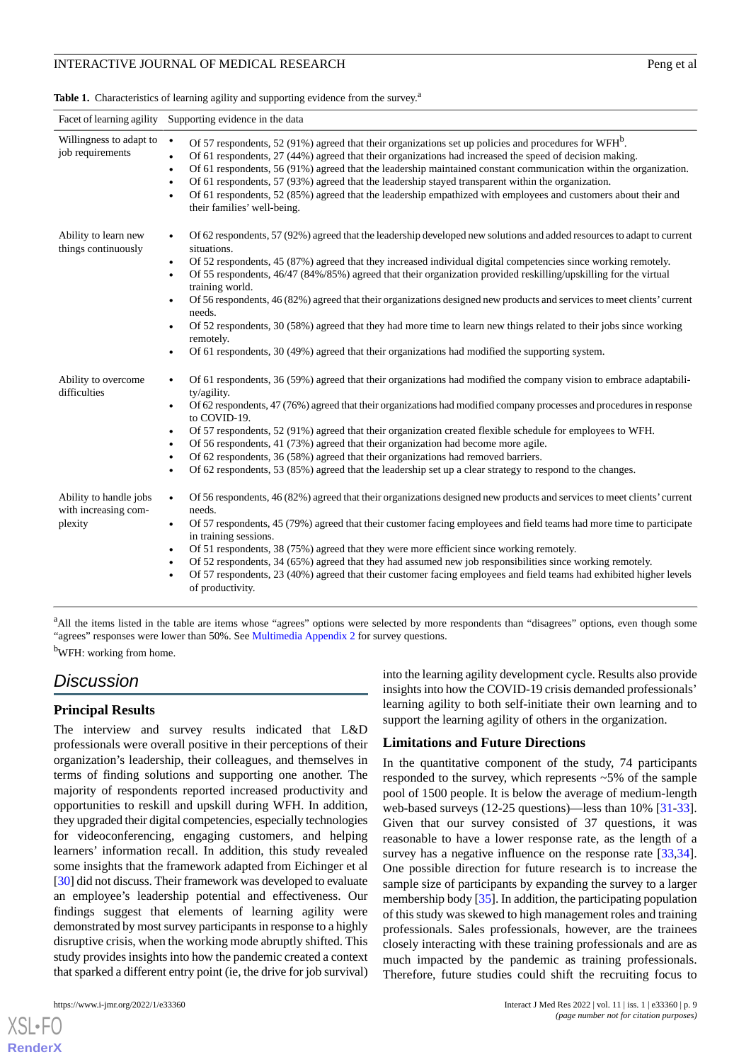**Table 1.** Characteristics of learning agility and supporting evidence from the survey.[a]

| Facet of learning agility | Supporting evidence in the data |
|---|---|
| Willingness to adapt to job requirements | • Of 57 respondents, 52 (91%) agreed that their organizations set up policies and procedures for WFH[b]. • Of 61 respondents, 27 (44%) agreed that their organizations had increased the speed of decision making. • Of 61 respondents, 56 (91%) agreed that the leadership maintained constant communication within the organization. • Of 61 respondents, 57 (93%) agreed that the leadership stayed transparent within the organization. • Of 61 respondents, 52 (85%) agreed that the leadership empathized with employees and customers about their and their families' well-being. |
| Ability to learn new things continuously | • Of 62 respondents, 57 (92%) agreed that the leadership developed new solutions and added resources to adapt to current situations. • Of 52 respondents, 45 (87%) agreed that they increased individual digital competencies since working remotely. • Of 55 respondents, 46/47 (84%/85%) agreed that their organization provided reskilling/upskilling for the virtual training world. • Of 56 respondents, 46 (82%) agreed that their organizations designed new products and services to meet clients' current needs. • Of 52 respondents, 30 (58%) agreed that they had more time to learn new things related to their jobs since working remotely. • Of 61 respondents, 30 (49%) agreed that their organizations had modified the supporting system. |
| Ability to overcome difficulties | • Of 61 respondents, 36 (59%) agreed that their organizations had modified the company vision to embrace adaptability/agility. • Of 62 respondents, 47 (76%) agreed that their organizations had modified company processes and procedures in response to COVID-19. • Of 57 respondents, 52 (91%) agreed that their organization created flexible schedule for employees to WFH. • Of 56 respondents, 41 (73%) agreed that their organization had become more agile. • Of 62 respondents, 36 (58%) agreed that their organizations had removed barriers. • Of 62 respondents, 53 (85%) agreed that the leadership set up a clear strategy to respond to the changes. |
| Ability to handle jobs with increasing complexity | • Of 56 respondents, 46 (82%) agreed that their organizations designed new products and services to meet clients' current needs. • Of 57 respondents, 45 (79%) agreed that their customer facing employees and field teams had more time to participate in training sessions. • Of 51 respondents, 38 (75%) agreed that they were more efficient since working remotely. • Of 52 respondents, 34 (65%) agreed that they had assumed new job responsibilities since working remotely. • Of 57 respondents, 23 (40%) agreed that their customer facing employees and field teams had exhibited higher levels of productivity. |

[a]All the items listed in the table are items whose "agrees" options were selected by more respondents than "disagrees" options, even though some "agrees" responses were lower than 50%. See Multimedia Appendix 2 for survey questions.

[b]WFH: working from home.

## Discussion

### Principal Results

The interview and survey results indicated that L&D professionals were overall positive in their perceptions of their organization's leadership, their colleagues, and themselves in terms of finding solutions and supporting one another. The majority of respondents reported increased productivity and opportunities to reskill and upskill during WFH. In addition, they upgraded their digital competencies, especially technologies for videoconferencing, engaging customers, and helping learners' information recall. In addition, this study revealed some insights that the framework adapted from Eichinger et al [30] did not discuss. Their framework was developed to evaluate an employee's leadership potential and effectiveness. Our findings suggest that elements of learning agility were demonstrated by most survey participants in response to a highly disruptive crisis, when the working mode abruptly shifted. This study provides insights into how the pandemic created a context that sparked a different entry point (ie, the drive for job survival) into the learning agility development cycle. Results also provide insights into how the COVID-19 crisis demanded professionals' learning agility to both self-initiate their own learning and to support the learning agility of others in the organization.

### Limitations and Future Directions

In the quantitative component of the study, 74 participants responded to the survey, which represents ~5% of the sample pool of 1500 people. It is below the average of medium-length web-based surveys (12-25 questions)—less than 10% [31-33]. Given that our survey consisted of 37 questions, it was reasonable to have a lower response rate, as the length of a survey has a negative influence on the response rate [33,34]. One possible direction for future research is to increase the sample size of participants by expanding the survey to a larger membership body [35]. In addition, the participating population of this study was skewed to high management roles and training professionals. Sales professionals, however, are the trainees closely interacting with these training professionals and are as much impacted by the pandemic as training professionals. Therefore, future studies could shift the recruiting focus to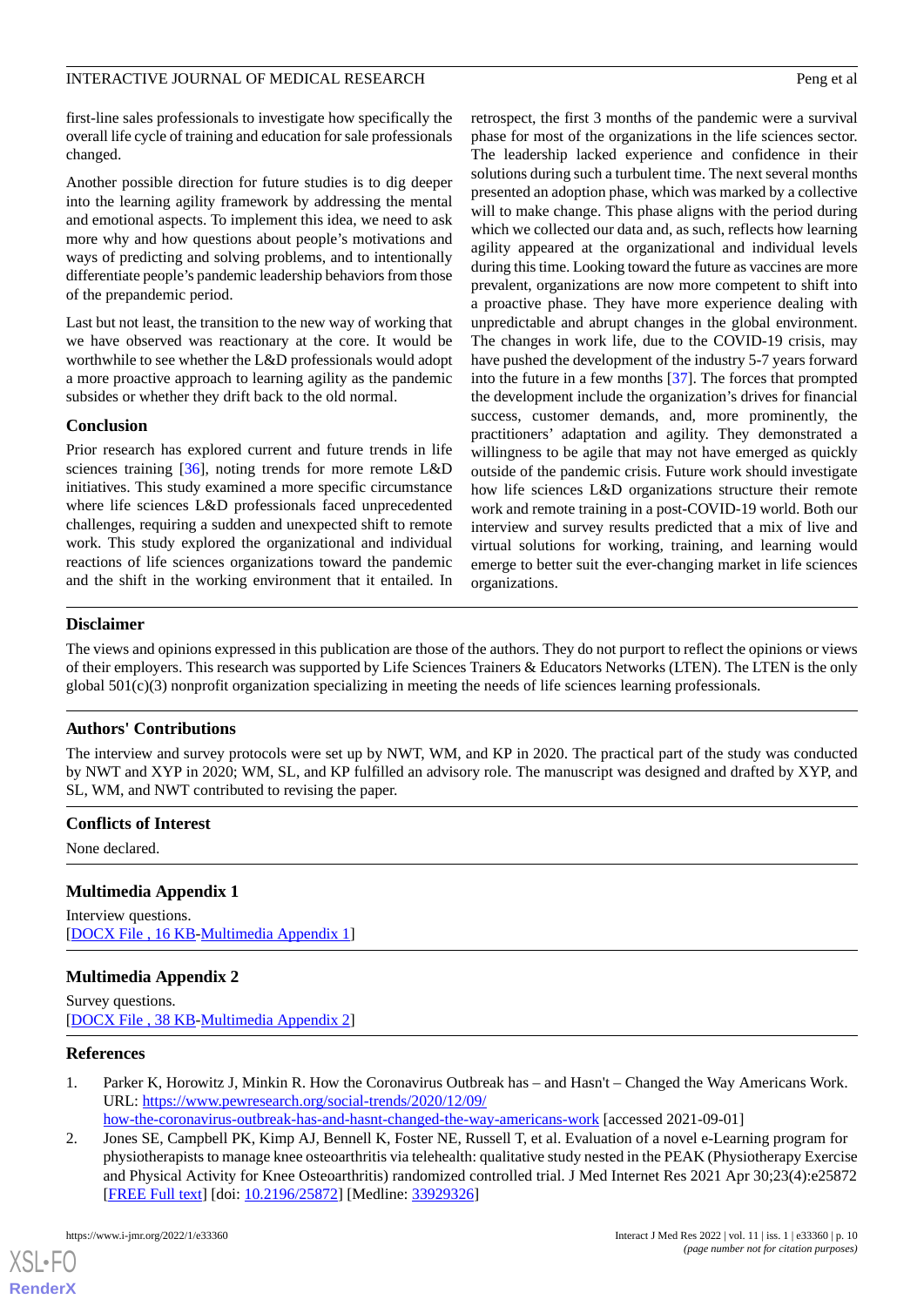first-line sales professionals to investigate how specifically the overall life cycle of training and education for sale professionals changed.

Another possible direction for future studies is to dig deeper into the learning agility framework by addressing the mental and emotional aspects. To implement this idea, we need to ask more why and how questions about people's motivations and ways of predicting and solving problems, and to intentionally differentiate people's pandemic leadership behaviors from those of the prepandemic period.

Last but not least, the transition to the new way of working that we have observed was reactionary at the core. It would be worthwhile to see whether the L&D professionals would adopt a more proactive approach to learning agility as the pandemic subsides or whether they drift back to the old normal.

### Conclusion

Prior research has explored current and future trends in life sciences training [36], noting trends for more remote L&D initiatives. This study examined a more specific circumstance where life sciences L&D professionals faced unprecedented challenges, requiring a sudden and unexpected shift to remote work. This study explored the organizational and individual reactions of life sciences organizations toward the pandemic and the shift in the working environment that it entailed. In retrospect, the first 3 months of the pandemic were a survival phase for most of the organizations in the life sciences sector. The leadership lacked experience and confidence in their solutions during such a turbulent time. The next several months presented an adoption phase, which was marked by a collective will to make change. This phase aligns with the period during which we collected our data and, as such, reflects how learning agility appeared at the organizational and individual levels during this time. Looking toward the future as vaccines are more prevalent, organizations are now more competent to shift into a proactive phase. They have more experience dealing with unpredictable and abrupt changes in the global environment. The changes in work life, due to the COVID-19 crisis, may have pushed the development of the industry 5-7 years forward into the future in a few months [37]. The forces that prompted the development include the organization's drives for financial success, customer demands, and, more prominently, the practitioners' adaptation and agility. They demonstrated a willingness to be agile that may not have emerged as quickly outside of the pandemic crisis. Future work should investigate how life sciences L&D organizations structure their remote work and remote training in a post-COVID-19 world. Both our interview and survey results predicted that a mix of live and virtual solutions for working, training, and learning would emerge to better suit the ever-changing market in life sciences organizations.

## Disclaimer

The views and opinions expressed in this publication are those of the authors. They do not purport to reflect the opinions or views of their employers. This research was supported by Life Sciences Trainers & Educators Networks (LTEN). The LTEN is the only global 501(c)(3) nonprofit organization specializing in meeting the needs of life sciences learning professionals.

## Authors' Contributions

The interview and survey protocols were set up by NWT, WM, and KP in 2020. The practical part of the study was conducted by NWT and XYP in 2020; WM, SL, and KP fulfilled an advisory role. The manuscript was designed and drafted by XYP, and SL, WM, and NWT contributed to revising the paper.

## Conflicts of Interest

None declared.

## Multimedia Appendix 1

Interview questions.
[DOCX File , 16 KB-Multimedia Appendix 1]

## Multimedia Appendix 2

Survey questions.
[DOCX File , 38 KB-Multimedia Appendix 2]

## References

1. Parker K, Horowitz J, Minkin R. How the Coronavirus Outbreak has – and Hasn't – Changed the Way Americans Work. URL: https://www.pewresearch.org/social-trends/2020/12/09/how-the-coronavirus-outbreak-has-and-hasnt-changed-the-way-americans-work [accessed 2021-09-01]
2. Jones SE, Campbell PK, Kimp AJ, Bennell K, Foster NE, Russell T, et al. Evaluation of a novel e-Learning program for physiotherapists to manage knee osteoarthritis via telehealth: qualitative study nested in the PEAK (Physiotherapy Exercise and Physical Activity for Knee Osteoarthritis) randomized controlled trial. J Med Internet Res 2021 Apr 30;23(4):e25872 [FREE Full text] [doi: 10.2196/25872] [Medline: 33929326]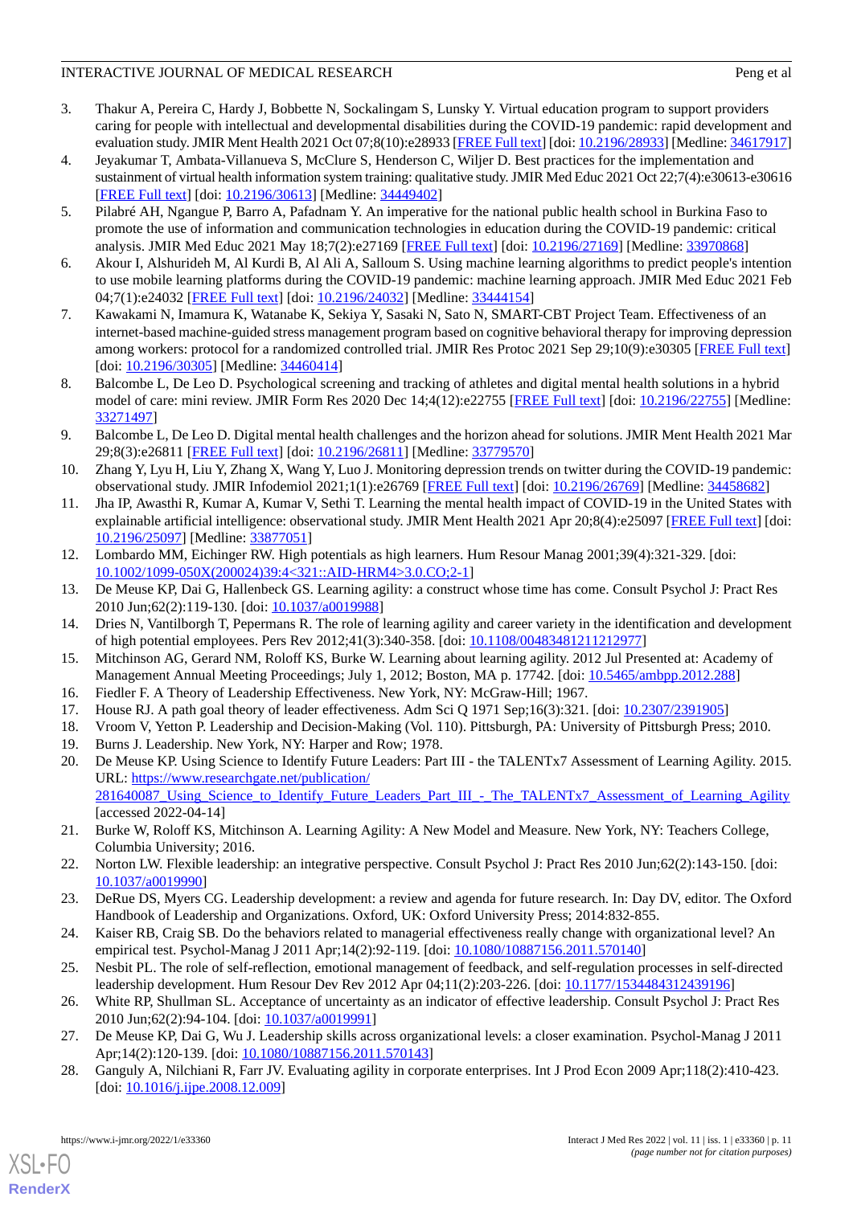3. Thakur A, Pereira C, Hardy J, Bobbette N, Sockalingam S, Lunsky Y. Virtual education program to support providers caring for people with intellectual and developmental disabilities during the COVID-19 pandemic: rapid development and evaluation study. JMIR Ment Health 2021 Oct 07;8(10):e28933 [FREE Full text] [doi: 10.2196/28933] [Medline: 34617917]
4. Jeyakumar T, Ambata-Villanueva S, McClure S, Henderson C, Wiljer D. Best practices for the implementation and sustainment of virtual health information system training: qualitative study. JMIR Med Educ 2021 Oct 22;7(4):e30613-e30616 [FREE Full text] [doi: 10.2196/30613] [Medline: 34449402]
5. Pilabré AH, Ngangue P, Barro A, Pafadnam Y. An imperative for the national public health school in Burkina Faso to promote the use of information and communication technologies in education during the COVID-19 pandemic: critical analysis. JMIR Med Educ 2021 May 18;7(2):e27169 [FREE Full text] [doi: 10.2196/27169] [Medline: 33970868]
6. Akour I, Alshurideh M, Al Kurdi B, Al Ali A, Salloum S. Using machine learning algorithms to predict people's intention to use mobile learning platforms during the COVID-19 pandemic: machine learning approach. JMIR Med Educ 2021 Feb 04;7(1):e24032 [FREE Full text] [doi: 10.2196/24032] [Medline: 33444154]
7. Kawakami N, Imamura K, Watanabe K, Sekiya Y, Sasaki N, Sato N, SMART-CBT Project Team. Effectiveness of an internet-based machine-guided stress management program based on cognitive behavioral therapy for improving depression among workers: protocol for a randomized controlled trial. JMIR Res Protoc 2021 Sep 29;10(9):e30305 [FREE Full text] [doi: 10.2196/30305] [Medline: 34460414]
8. Balcombe L, De Leo D. Psychological screening and tracking of athletes and digital mental health solutions in a hybrid model of care: mini review. JMIR Form Res 2020 Dec 14;4(12):e22755 [FREE Full text] [doi: 10.2196/22755] [Medline: 33271497]
9. Balcombe L, De Leo D. Digital mental health challenges and the horizon ahead for solutions. JMIR Ment Health 2021 Mar 29;8(3):e26811 [FREE Full text] [doi: 10.2196/26811] [Medline: 33779570]
10. Zhang Y, Lyu H, Liu Y, Zhang X, Wang Y, Luo J. Monitoring depression trends on twitter during the COVID-19 pandemic: observational study. JMIR Infodemiol 2021;1(1):e26769 [FREE Full text] [doi: 10.2196/26769] [Medline: 34458682]
11. Jha IP, Awasthi R, Kumar A, Kumar V, Sethi T. Learning the mental health impact of COVID-19 in the United States with explainable artificial intelligence: observational study. JMIR Ment Health 2021 Apr 20;8(4):e25097 [FREE Full text] [doi: 10.2196/25097] [Medline: 33877051]
12. Lombardo MM, Eichinger RW. High potentials as high learners. Hum Resour Manag 2001;39(4):321-329. [doi: 10.1002/1099-050X(200024)39:4<321::AID-HRM4>3.0.CO;2-1]
13. De Meuse KP, Dai G, Hallenbeck GS. Learning agility: a construct whose time has come. Consult Psychol J: Pract Res 2010 Jun;62(2):119-130. [doi: 10.1037/a0019988]
14. Dries N, Vantilborgh T, Pepermans R. The role of learning agility and career variety in the identification and development of high potential employees. Pers Rev 2012;41(3):340-358. [doi: 10.1108/00483481211212977]
15. Mitchinson AG, Gerard NM, Roloff KS, Burke W. Learning about learning agility. 2012 Jul Presented at: Academy of Management Annual Meeting Proceedings; July 1, 2012; Boston, MA p. 17742. [doi: 10.5465/ambpp.2012.288]
16. Fiedler F. A Theory of Leadership Effectiveness. New York, NY: McGraw-Hill; 1967.
17. House RJ. A path goal theory of leader effectiveness. Adm Sci Q 1971 Sep;16(3):321. [doi: 10.2307/2391905]
18. Vroom V, Yetton P. Leadership and Decision-Making (Vol. 110). Pittsburgh, PA: University of Pittsburgh Press; 2010.
19. Burns J. Leadership. New York, NY: Harper and Row; 1978.
20. De Meuse KP. Using Science to Identify Future Leaders: Part III - the TALENTx7 Assessment of Learning Agility. 2015. URL: https://www.researchgate.net/publication/281640087_Using_Science_to_Identify_Future_Leaders_Part_III_-_The_TALENTx7_Assessment_of_Learning_Agility [accessed 2022-04-14]
21. Burke W, Roloff KS, Mitchinson A. Learning Agility: A New Model and Measure. New York, NY: Teachers College, Columbia University; 2016.
22. Norton LW. Flexible leadership: an integrative perspective. Consult Psychol J: Pract Res 2010 Jun;62(2):143-150. [doi: 10.1037/a0019990]
23. DeRue DS, Myers CG. Leadership development: a review and agenda for future research. In: Day DV, editor. The Oxford Handbook of Leadership and Organizations. Oxford, UK: Oxford University Press; 2014:832-855.
24. Kaiser RB, Craig SB. Do the behaviors related to managerial effectiveness really change with organizational level? An empirical test. Psychol-Manag J 2011 Apr;14(2):92-119. [doi: 10.1080/10887156.2011.570140]
25. Nesbit PL. The role of self-reflection, emotional management of feedback, and self-regulation processes in self-directed leadership development. Hum Resour Dev Rev 2012 Apr 04;11(2):203-226. [doi: 10.1177/1534484312439196]
26. White RP, Shullman SL. Acceptance of uncertainty as an indicator of effective leadership. Consult Psychol J: Pract Res 2010 Jun;62(2):94-104. [doi: 10.1037/a0019991]
27. De Meuse KP, Dai G, Wu J. Leadership skills across organizational levels: a closer examination. Psychol-Manag J 2011 Apr;14(2):120-139. [doi: 10.1080/10887156.2011.570143]
28. Ganguly A, Nilchiani R, Farr JV. Evaluating agility in corporate enterprises. Int J Prod Econ 2009 Apr;118(2):410-423. [doi: 10.1016/j.ijpe.2008.12.009]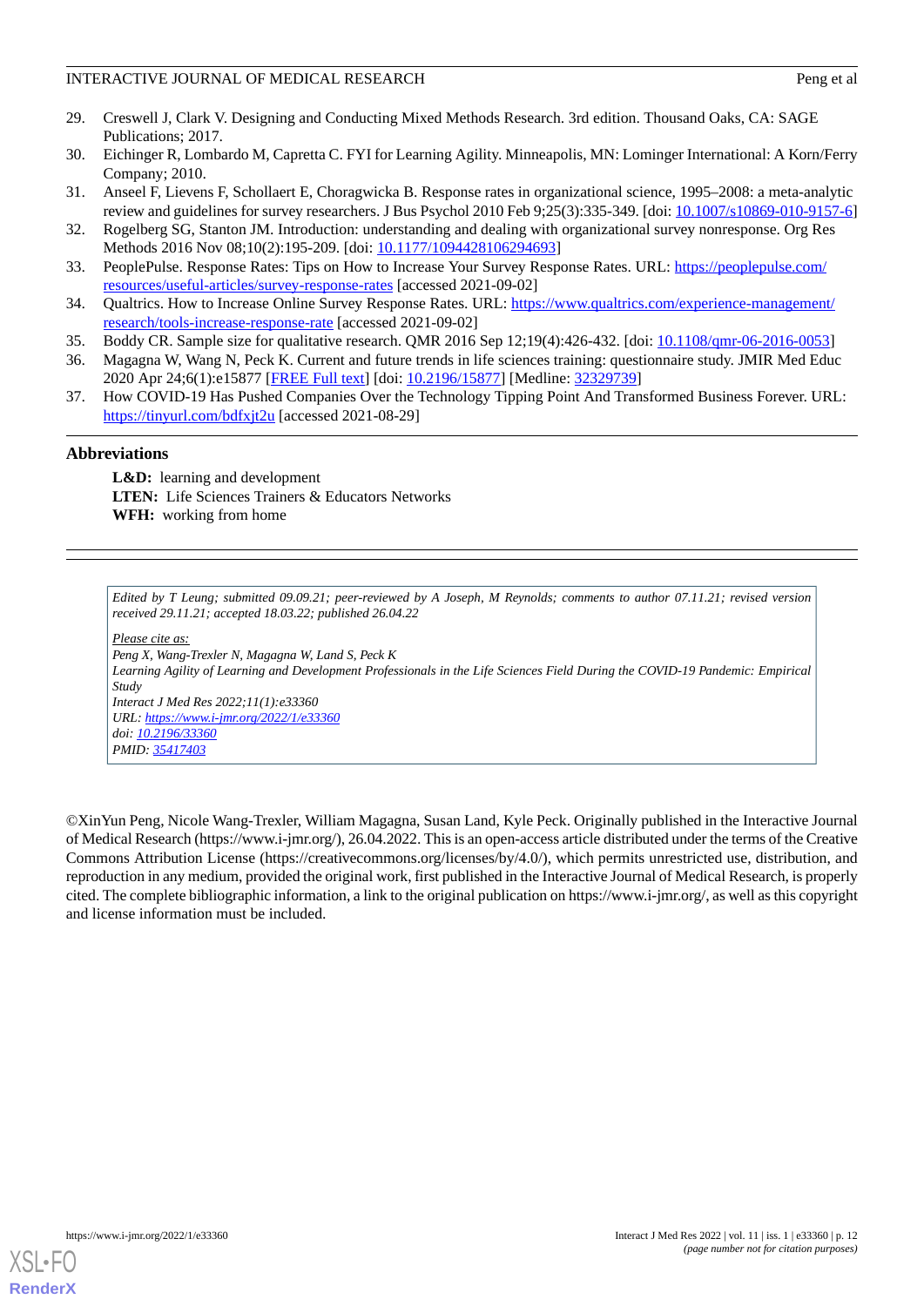29. Creswell J, Clark V. Designing and Conducting Mixed Methods Research. 3rd edition. Thousand Oaks, CA: SAGE Publications; 2017.
30. Eichinger R, Lombardo M, Capretta C. FYI for Learning Agility. Minneapolis, MN: Lominger International: A Korn/Ferry Company; 2010.
31. Anseel F, Lievens F, Schollaert E, Choragwicka B. Response rates in organizational science, 1995–2008: a meta-analytic review and guidelines for survey researchers. J Bus Psychol 2010 Feb 9;25(3):335-349. [doi: 10.1007/s10869-010-9157-6]
32. Rogelberg SG, Stanton JM. Introduction: understanding and dealing with organizational survey nonresponse. Org Res Methods 2016 Nov 08;10(2):195-209. [doi: 10.1177/1094428106294693]
33. PeoplePulse. Response Rates: Tips on How to Increase Your Survey Response Rates. URL: https://peoplepulse.com/resources/useful-articles/survey-response-rates [accessed 2021-09-02]
34. Qualtrics. How to Increase Online Survey Response Rates. URL: https://www.qualtrics.com/experience-management/research/tools-increase-response-rate [accessed 2021-09-02]
35. Boddy CR. Sample size for qualitative research. QMR 2016 Sep 12;19(4):426-432. [doi: 10.1108/qmr-06-2016-0053]
36. Magagna W, Wang N, Peck K. Current and future trends in life sciences training: questionnaire study. JMIR Med Educ 2020 Apr 24;6(1):e15877 [FREE Full text] [doi: 10.2196/15877] [Medline: 32329739]
37. How COVID-19 Has Pushed Companies Over the Technology Tipping Point And Transformed Business Forever. URL: https://tinyurl.com/bdfxjt2u [accessed 2021-08-29]

## Abbreviations

**L&D:** learning and development
**LTEN:** Life Sciences Trainers & Educators Networks
**WFH:** working from home

*Edited by T Leung; submitted 09.09.21; peer-reviewed by A Joseph, M Reynolds; comments to author 07.11.21; revised version received 29.11.21; accepted 18.03.22; published 26.04.22*

*Please cite as:*
*Peng X, Wang-Trexler N, Magagna W, Land S, Peck K*
*Learning Agility of Learning and Development Professionals in the Life Sciences Field During the COVID-19 Pandemic: Empirical Study*
*Interact J Med Res 2022;11(1):e33360*
*URL: https://www.i-jmr.org/2022/1/e33360*
*doi: 10.2196/33360*
*PMID: 35417403*

©XinYun Peng, Nicole Wang-Trexler, William Magagna, Susan Land, Kyle Peck. Originally published in the Interactive Journal of Medical Research (https://www.i-jmr.org/), 26.04.2022. This is an open-access article distributed under the terms of the Creative Commons Attribution License (https://creativecommons.org/licenses/by/4.0/), which permits unrestricted use, distribution, and reproduction in any medium, provided the original work, first published in the Interactive Journal of Medical Research, is properly cited. The complete bibliographic information, a link to the original publication on https://www.i-jmr.org/, as well as this copyright and license information must be included.